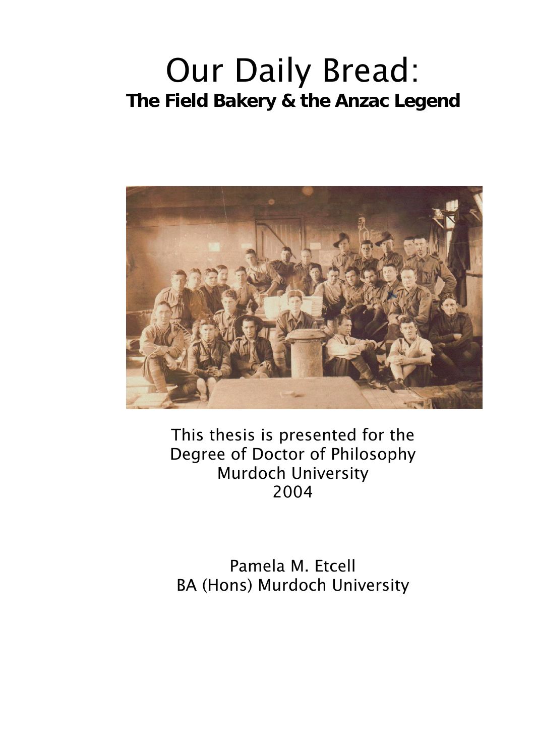# Our Daily Bread:

## The Field Bakery & the Anzac Legend

This thesis is presented for the
Degree of Doctor of Philosophy
Murdoch University
2004

Pamela M. Etcell
BA (Hons) Murdoch University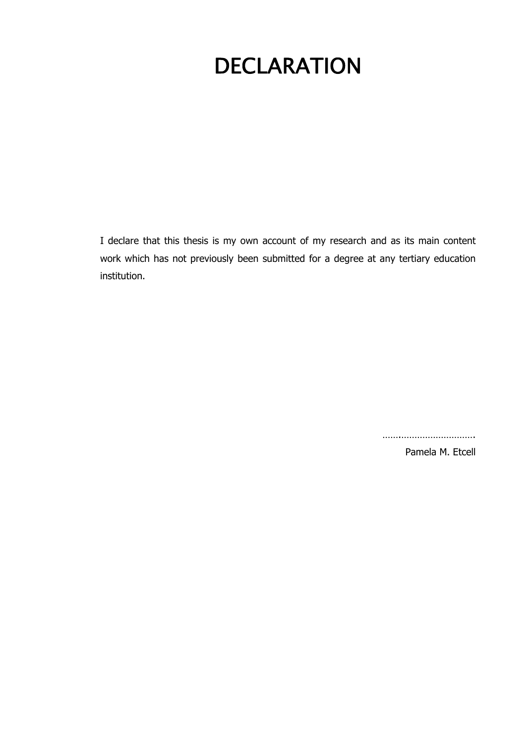# DECLARATION

I declare that this thesis is my own account of my research and as its main content work which has not previously been submitted for a degree at any tertiary education institution.

……..……………………….

Pamela M. Etcell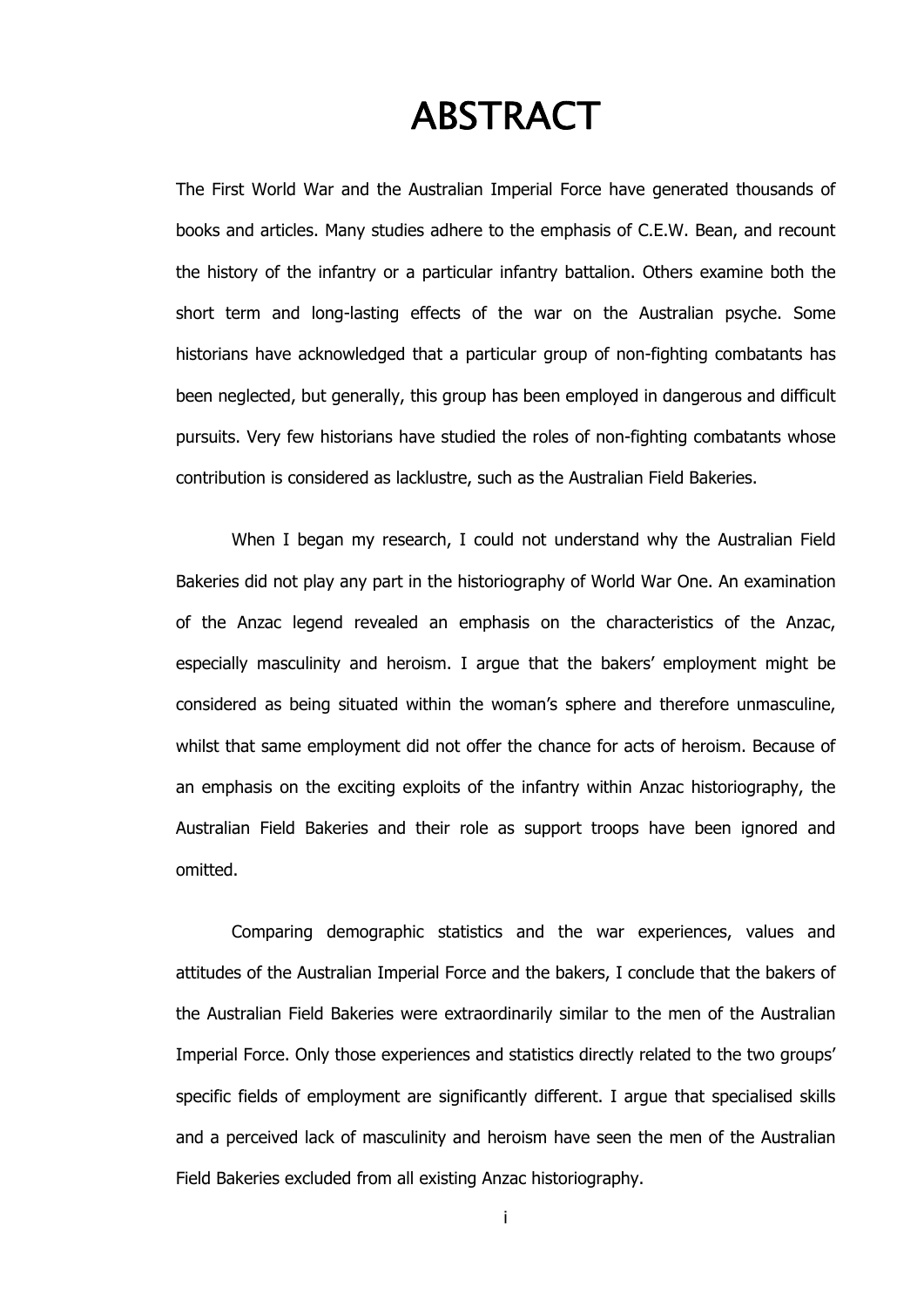# ABSTRACT

The First World War and the Australian Imperial Force have generated thousands of books and articles. Many studies adhere to the emphasis of C.E.W. Bean, and recount the history of the infantry or a particular infantry battalion. Others examine both the short term and long-lasting effects of the war on the Australian psyche. Some historians have acknowledged that a particular group of non-fighting combatants has been neglected, but generally, this group has been employed in dangerous and difficult pursuits. Very few historians have studied the roles of non-fighting combatants whose contribution is considered as lacklustre, such as the Australian Field Bakeries.

When I began my research, I could not understand why the Australian Field Bakeries did not play any part in the historiography of World War One. An examination of the Anzac legend revealed an emphasis on the characteristics of the Anzac, especially masculinity and heroism. I argue that the bakers' employment might be considered as being situated within the woman's sphere and therefore unmasculine, whilst that same employment did not offer the chance for acts of heroism. Because of an emphasis on the exciting exploits of the infantry within Anzac historiography, the Australian Field Bakeries and their role as support troops have been ignored and omitted.

Comparing demographic statistics and the war experiences, values and attitudes of the Australian Imperial Force and the bakers, I conclude that the bakers of the Australian Field Bakeries were extraordinarily similar to the men of the Australian Imperial Force. Only those experiences and statistics directly related to the two groups' specific fields of employment are significantly different. I argue that specialised skills and a perceived lack of masculinity and heroism have seen the men of the Australian Field Bakeries excluded from all existing Anzac historiography.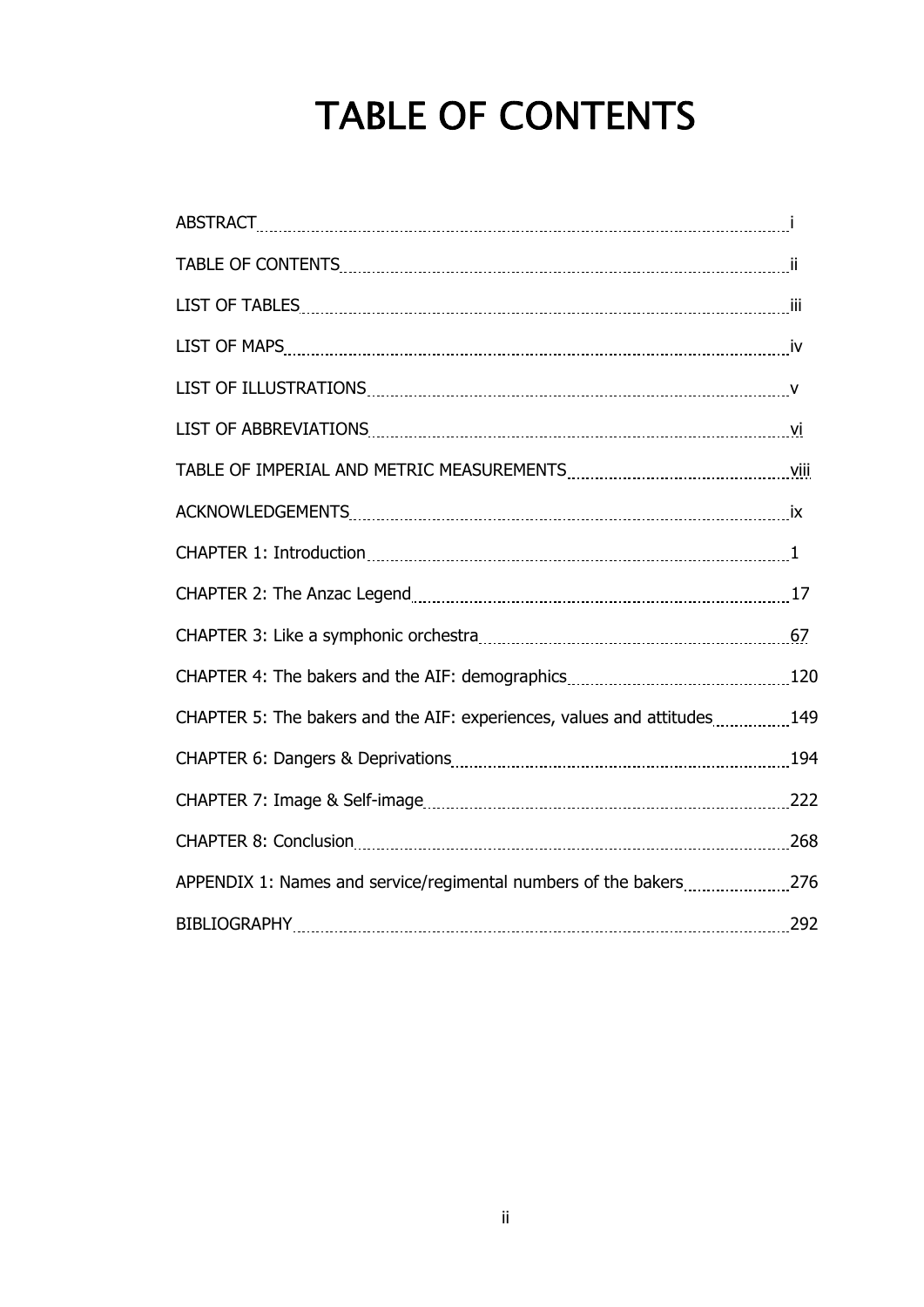# TABLE OF CONTENTS

| | |
|---|---|
| ABSTRACT | i |
| TABLE OF CONTENTS | ii |
| LIST OF TABLES | iii |
| LIST OF MAPS | iv |
| LIST OF ILLUSTRATIONS | v |
| LIST OF ABBREVIATIONS | vi |
| TABLE OF IMPERIAL AND METRIC MEASUREMENTS | viii |
| ACKNOWLEDGEMENTS | ix |
| CHAPTER 1: Introduction | 1 |
| CHAPTER 2: The Anzac Legend | 17 |
| CHAPTER 3: Like a symphonic orchestra | 67 |
| CHAPTER 4: The bakers and the AIF: demographics | 120 |
| CHAPTER 5: The bakers and the AIF: experiences, values and attitudes | 149 |
| CHAPTER 6: Dangers & Deprivations | 194 |
| CHAPTER 7: Image & Self-image | 222 |
| CHAPTER 8: Conclusion | 268 |
| APPENDIX 1: Names and service/regimental numbers of the bakers | 276 |
| BIBLIOGRAPHY | 292 |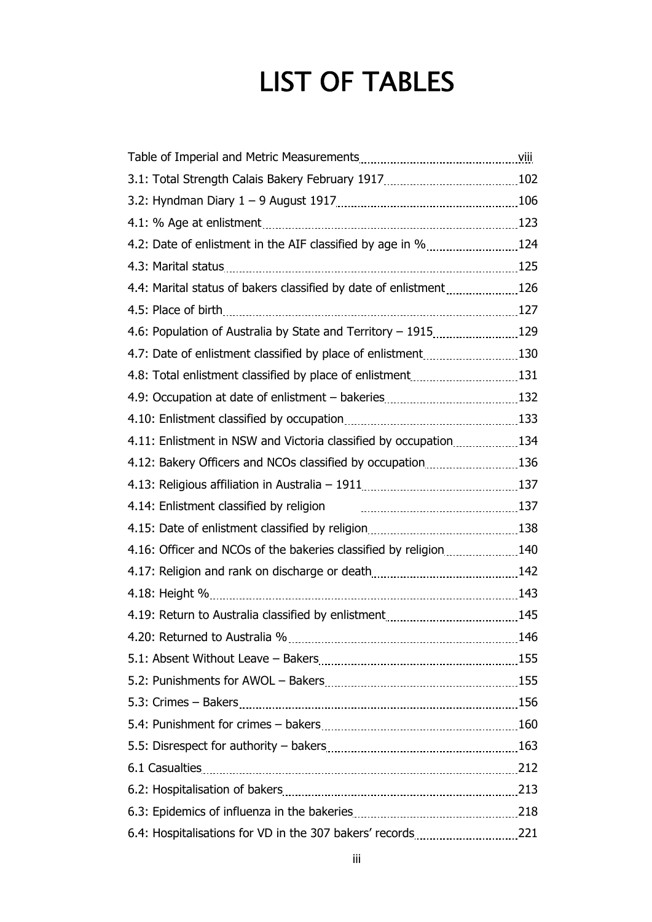# LIST OF TABLES

| | |
|---|---|
| Table of Imperial and Metric Measurements | viii |
| 3.1: Total Strength Calais Bakery February 1917 | 102 |
| 3.2: Hyndman Diary 1 – 9 August 1917 | 106 |
| 4.1: % Age at enlistment | 123 |
| 4.2: Date of enlistment in the AIF classified by age in % | 124 |
| 4.3: Marital status | 125 |
| 4.4: Marital status of bakers classified by date of enlistment | 126 |
| 4.5: Place of birth | 127 |
| 4.6: Population of Australia by State and Territory – 1915 | 129 |
| 4.7: Date of enlistment classified by place of enlistment | 130 |
| 4.8: Total enlistment classified by place of enlistment | 131 |
| 4.9: Occupation at date of enlistment – bakeries | 132 |
| 4.10: Enlistment classified by occupation | 133 |
| 4.11: Enlistment in NSW and Victoria classified by occupation | 134 |
| 4.12: Bakery Officers and NCOs classified by occupation | 136 |
| 4.13: Religious affiliation in Australia – 1911 | 137 |
| 4.14: Enlistment classified by religion | 137 |
| 4.15: Date of enlistment classified by religion | 138 |
| 4.16: Officer and NCOs of the bakeries classified by religion | 140 |
| 4.17: Religion and rank on discharge or death | 142 |
| 4.18: Height % | 143 |
| 4.19: Return to Australia classified by enlistment | 145 |
| 4.20: Returned to Australia % | 146 |
| 5.1: Absent Without Leave – Bakers | 155 |
| 5.2: Punishments for AWOL – Bakers | 155 |
| 5.3: Crimes – Bakers | 156 |
| 5.4: Punishment for crimes – bakers | 160 |
| 5.5: Disrespect for authority – bakers | 163 |
| 6.1 Casualties | 212 |
| 6.2: Hospitalisation of bakers | 213 |
| 6.3: Epidemics of influenza in the bakeries | 218 |
| 6.4: Hospitalisations for VD in the 307 bakers' records | 221 |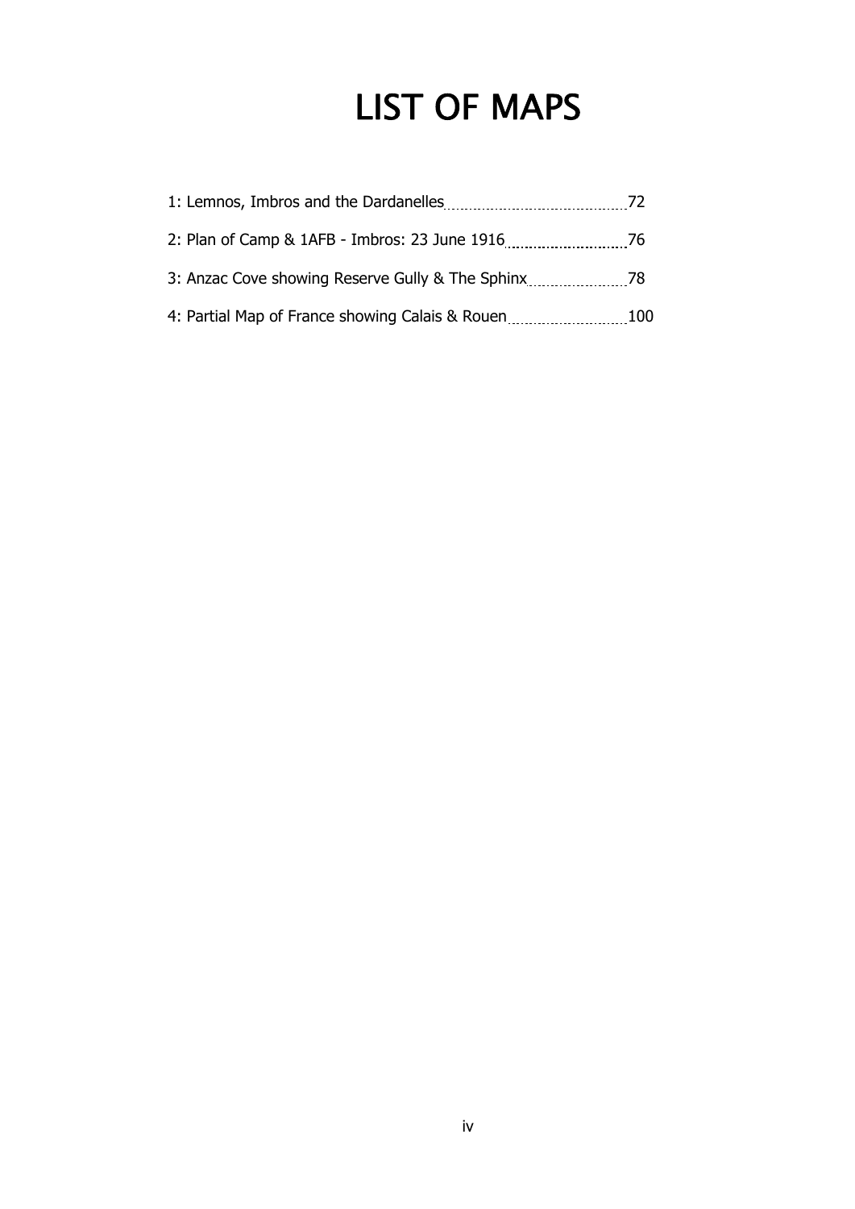# LIST OF MAPS

1: Lemnos, Imbros and the Dardanelles ........ 72

2: Plan of Camp & 1AFB - Imbros: 23 June 1916 ........ 76

3: Anzac Cove showing Reserve Gully & The Sphinx ........ 78

4: Partial Map of France showing Calais & Rouen ........ 100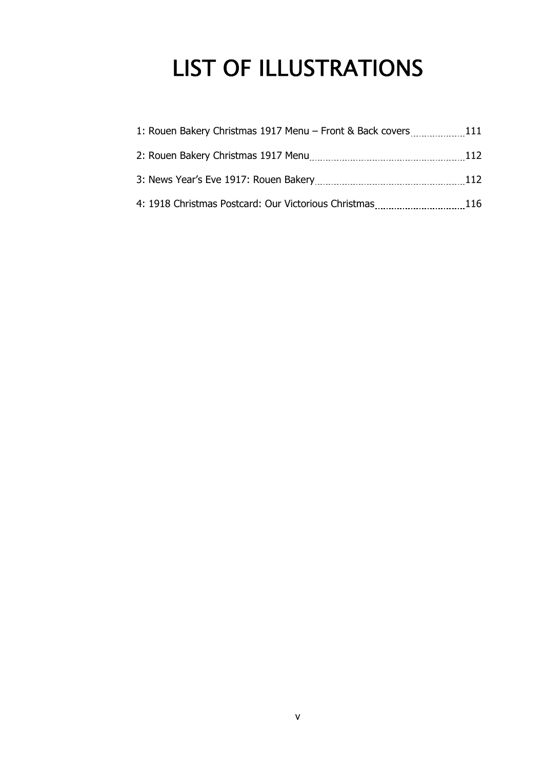# LIST OF ILLUSTRATIONS

1: Rouen Bakery Christmas 1917 Menu – Front & Back covers ..... 111

2: Rouen Bakery Christmas 1917 Menu ..... 112

3: News Year's Eve 1917: Rouen Bakery ..... 112

4: 1918 Christmas Postcard: Our Victorious Christmas ..... 116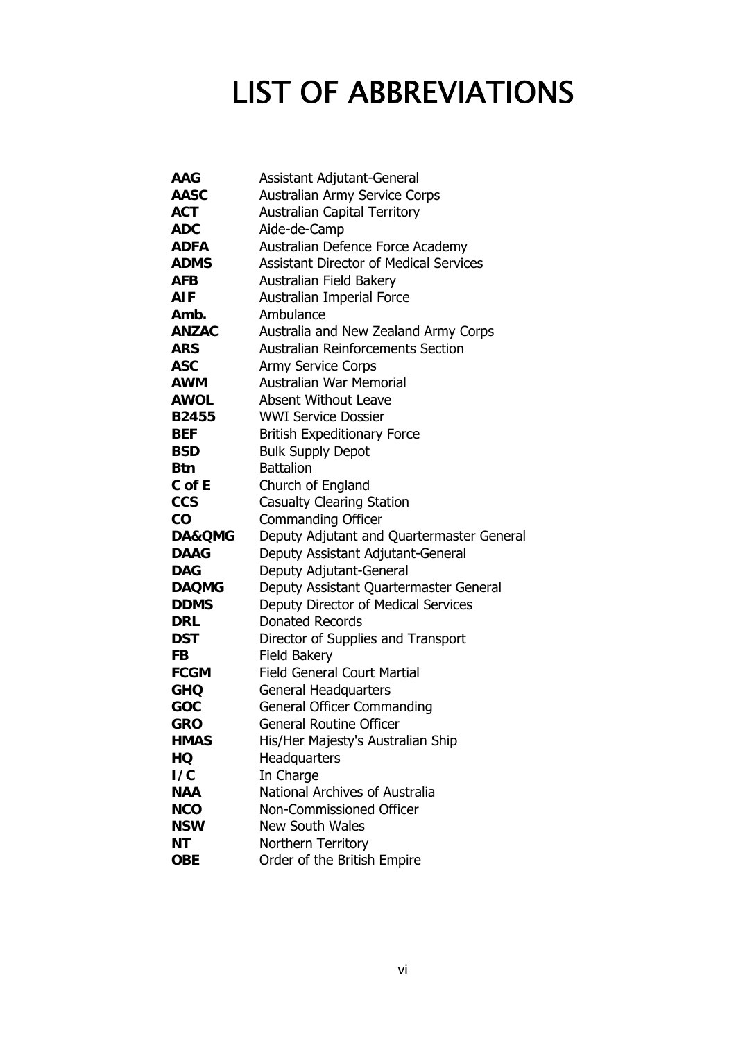# LIST OF ABBREVIATIONS

| | |
|---|---|
| **AAG** | Assistant Adjutant-General |
| **AASC** | Australian Army Service Corps |
| **ACT** | Australian Capital Territory |
| **ADC** | Aide-de-Camp |
| **ADFA** | Australian Defence Force Academy |
| **ADMS** | Assistant Director of Medical Services |
| **AFB** | Australian Field Bakery |
| **AIF** | Australian Imperial Force |
| **Amb.** | Ambulance |
| **ANZAC** | Australia and New Zealand Army Corps |
| **ARS** | Australian Reinforcements Section |
| **ASC** | Army Service Corps |
| **AWM** | Australian War Memorial |
| **AWOL** | Absent Without Leave |
| **B2455** | WWI Service Dossier |
| **BEF** | British Expeditionary Force |
| **BSD** | Bulk Supply Depot |
| **Btn** | Battalion |
| **C of E** | Church of England |
| **CCS** | Casualty Clearing Station |
| **CO** | Commanding Officer |
| **DA&QMG** | Deputy Adjutant and Quartermaster General |
| **DAAG** | Deputy Assistant Adjutant-General |
| **DAG** | Deputy Adjutant-General |
| **DAQMG** | Deputy Assistant Quartermaster General |
| **DDMS** | Deputy Director of Medical Services |
| **DRL** | Donated Records |
| **DST** | Director of Supplies and Transport |
| **FB** | Field Bakery |
| **FCGM** | Field General Court Martial |
| **GHQ** | General Headquarters |
| **GOC** | General Officer Commanding |
| **GRO** | General Routine Officer |
| **HMAS** | His/Her Majesty's Australian Ship |
| **HQ** | Headquarters |
| **I/C** | In Charge |
| **NAA** | National Archives of Australia |
| **NCO** | Non-Commissioned Officer |
| **NSW** | New South Wales |
| **NT** | Northern Territory |
| **OBE** | Order of the British Empire |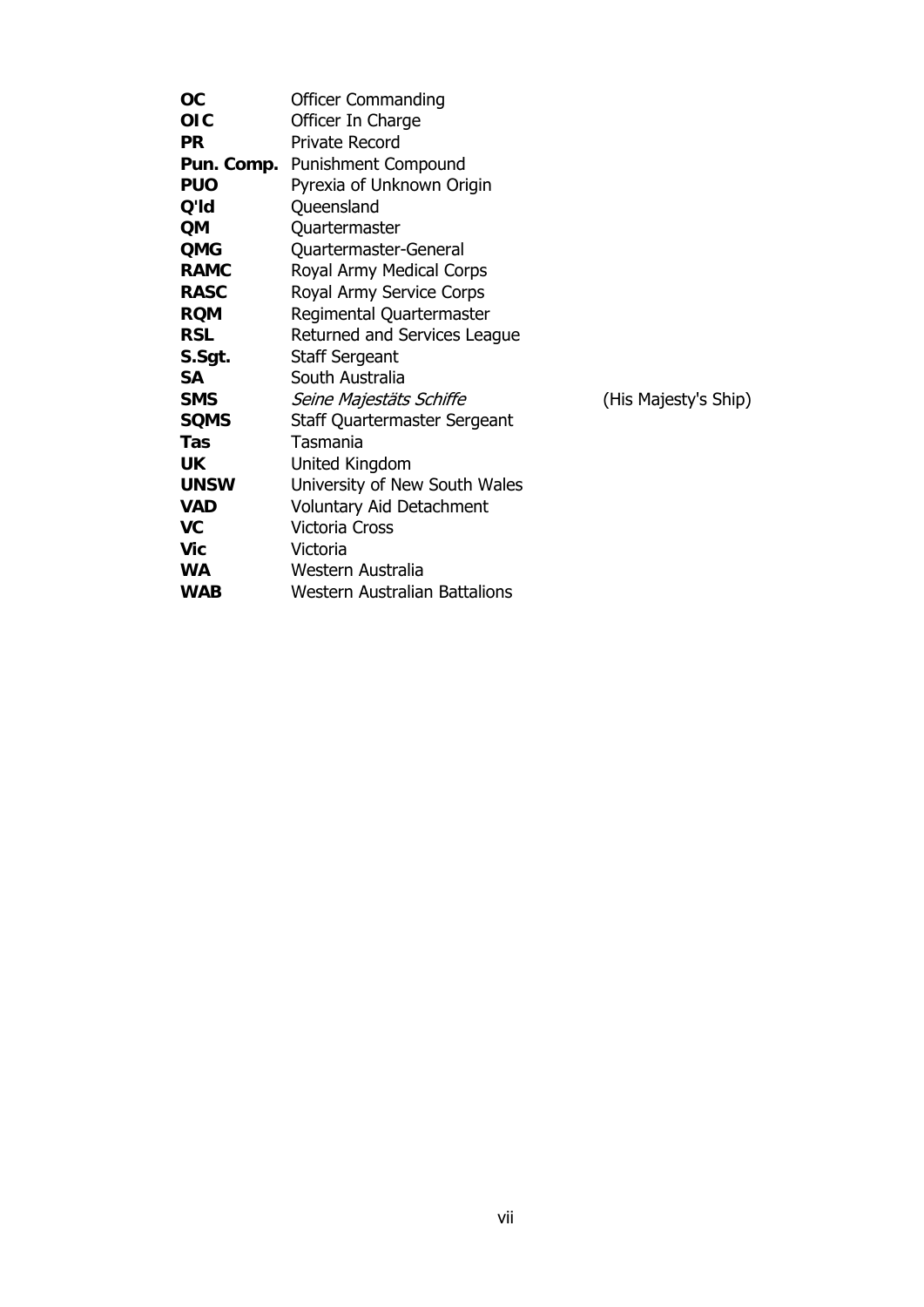| | | |
|---|---|---|
| **OC** | Officer Commanding | |
| **OIC** | Officer In Charge | |
| **PR** | Private Record | |
| **Pun. Comp.** | Punishment Compound | |
| **PUO** | Pyrexia of Unknown Origin | |
| **Q'ld** | Queensland | |
| **QM** | Quartermaster | |
| **QMG** | Quartermaster-General | |
| **RAMC** | Royal Army Medical Corps | |
| **RASC** | Royal Army Service Corps | |
| **RQM** | Regimental Quartermaster | |
| **RSL** | Returned and Services League | |
| **S.Sgt.** | Staff Sergeant | |
| **SA** | South Australia | |
| **SMS** | *Seine Majestäts Schiffe* | (His Majesty's Ship) |
| **SQMS** | Staff Quartermaster Sergeant | |
| **Tas** | Tasmania | |
| **UK** | United Kingdom | |
| **UNSW** | University of New South Wales | |
| **VAD** | Voluntary Aid Detachment | |
| **VC** | Victoria Cross | |
| **Vic** | Victoria | |
| **WA** | Western Australia | |
| **WAB** | Western Australian Battalions | |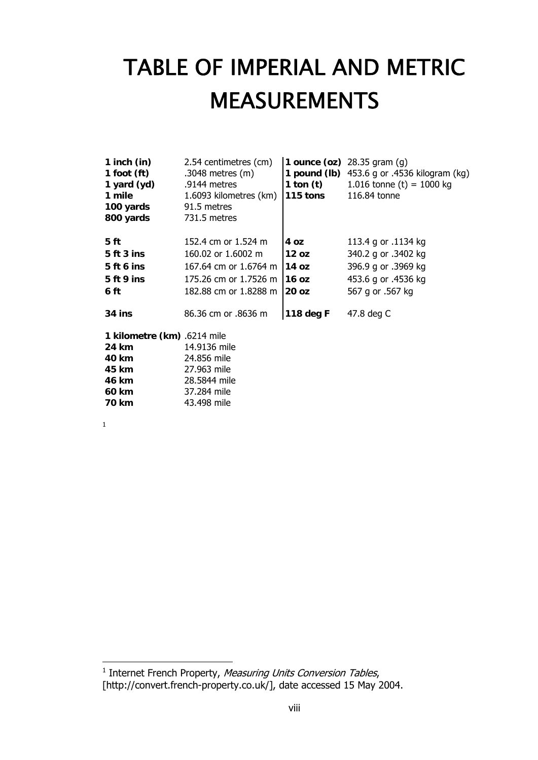# TABLE OF IMPERIAL AND METRIC MEASUREMENTS

| | | | |
|---|---|---|---|
| **1 inch (in)** | 2.54 centimetres (cm) | **1 ounce (oz)** | 28.35 gram (g) |
| **1 foot (ft)** | .3048 metres (m) | **1 pound (lb)** | 453.6 g or .4536 kilogram (kg) |
| **1 yard (yd)** | .9144 metres | **1 ton (t)** | 1.016 tonne (t) = 1000 kg |
| **1 mile** | 1.6093 kilometres (km) | **115 tons** | 116.84 tonne |
| **100 yards** | 91.5 metres | | |
| **800 yards** | 731.5 metres | | |
| **5 ft** | 152.4 cm or 1.524 m | **4 oz** | 113.4 g or .1134 kg |
| **5 ft 3 ins** | 160.02 or 1.6002 m | **12 oz** | 340.2 g or .3402 kg |
| **5 ft 6 ins** | 167.64 cm or 1.6764 m | **14 oz** | 396.9 g or .3969 kg |
| **5 ft 9 ins** | 175.26 cm or 1.7526 m | **16 oz** | 453.6 g or .4536 kg |
| **6 ft** | 182.88 cm or 1.8288 m | **20 oz** | 567 g or .567 kg |
| **34 ins** | 86.36 cm or .8636 m | **118 deg F** | 47.8 deg C |

| | |
|---|---|
| **1 kilometre (km)** | .6214 mile |
| **24 km** | 14.9136 mile |
| **40 km** | 24.856 mile |
| **45 km** | 27.963 mile |
| **46 km** | 28.5844 mile |
| **60 km** | 37.284 mile |
| **70 km** | 43.498 mile |

[1]

[1] Internet French Property, *Measuring Units Conversion Tables*, [http://convert.french-property.co.uk/], date accessed 15 May 2004.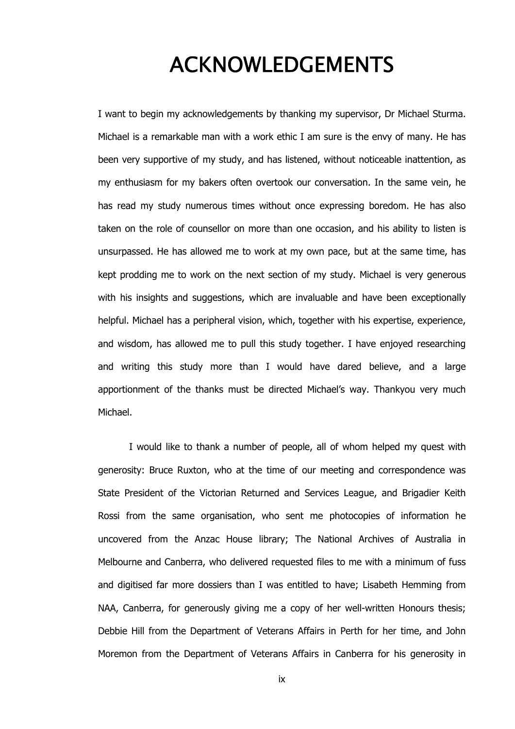# ACKNOWLEDGEMENTS

I want to begin my acknowledgements by thanking my supervisor, Dr Michael Sturma. Michael is a remarkable man with a work ethic I am sure is the envy of many. He has been very supportive of my study, and has listened, without noticeable inattention, as my enthusiasm for my bakers often overtook our conversation. In the same vein, he has read my study numerous times without once expressing boredom. He has also taken on the role of counsellor on more than one occasion, and his ability to listen is unsurpassed. He has allowed me to work at my own pace, but at the same time, has kept prodding me to work on the next section of my study. Michael is very generous with his insights and suggestions, which are invaluable and have been exceptionally helpful. Michael has a peripheral vision, which, together with his expertise, experience, and wisdom, has allowed me to pull this study together. I have enjoyed researching and writing this study more than I would have dared believe, and a large apportionment of the thanks must be directed Michael's way. Thankyou very much Michael.

I would like to thank a number of people, all of whom helped my quest with generosity: Bruce Ruxton, who at the time of our meeting and correspondence was State President of the Victorian Returned and Services League, and Brigadier Keith Rossi from the same organisation, who sent me photocopies of information he uncovered from the Anzac House library; The National Archives of Australia in Melbourne and Canberra, who delivered requested files to me with a minimum of fuss and digitised far more dossiers than I was entitled to have; Lisabeth Hemming from NAA, Canberra, for generously giving me a copy of her well-written Honours thesis; Debbie Hill from the Department of Veterans Affairs in Perth for her time, and John Moremon from the Department of Veterans Affairs in Canberra for his generosity in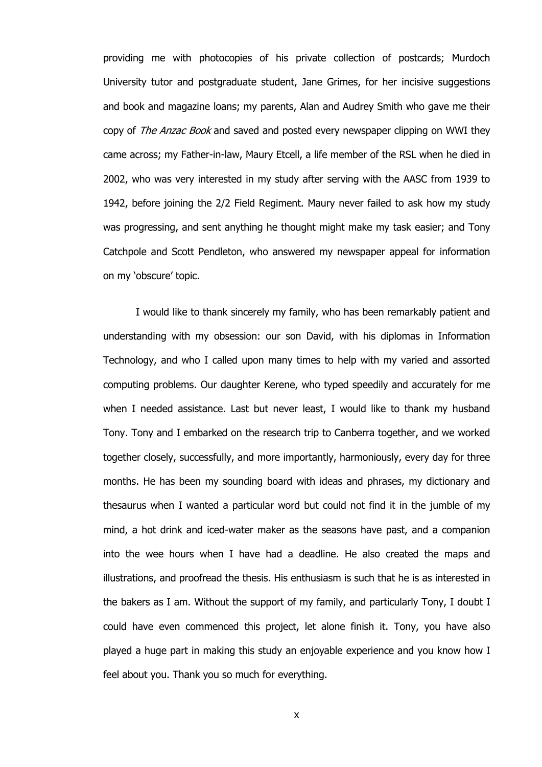providing me with photocopies of his private collection of postcards; Murdoch University tutor and postgraduate student, Jane Grimes, for her incisive suggestions and book and magazine loans; my parents, Alan and Audrey Smith who gave me their copy of *The Anzac Book* and saved and posted every newspaper clipping on WWI they came across; my Father-in-law, Maury Etcell, a life member of the RSL when he died in 2002, who was very interested in my study after serving with the AASC from 1939 to 1942, before joining the 2/2 Field Regiment. Maury never failed to ask how my study was progressing, and sent anything he thought might make my task easier; and Tony Catchpole and Scott Pendleton, who answered my newspaper appeal for information on my 'obscure' topic.

I would like to thank sincerely my family, who has been remarkably patient and understanding with my obsession: our son David, with his diplomas in Information Technology, and who I called upon many times to help with my varied and assorted computing problems. Our daughter Kerene, who typed speedily and accurately for me when I needed assistance. Last but never least, I would like to thank my husband Tony. Tony and I embarked on the research trip to Canberra together, and we worked together closely, successfully, and more importantly, harmoniously, every day for three months. He has been my sounding board with ideas and phrases, my dictionary and thesaurus when I wanted a particular word but could not find it in the jumble of my mind, a hot drink and iced-water maker as the seasons have past, and a companion into the wee hours when I have had a deadline. He also created the maps and illustrations, and proofread the thesis. His enthusiasm is such that he is as interested in the bakers as I am. Without the support of my family, and particularly Tony, I doubt I could have even commenced this project, let alone finish it. Tony, you have also played a huge part in making this study an enjoyable experience and you know how I feel about you. Thank you so much for everything.